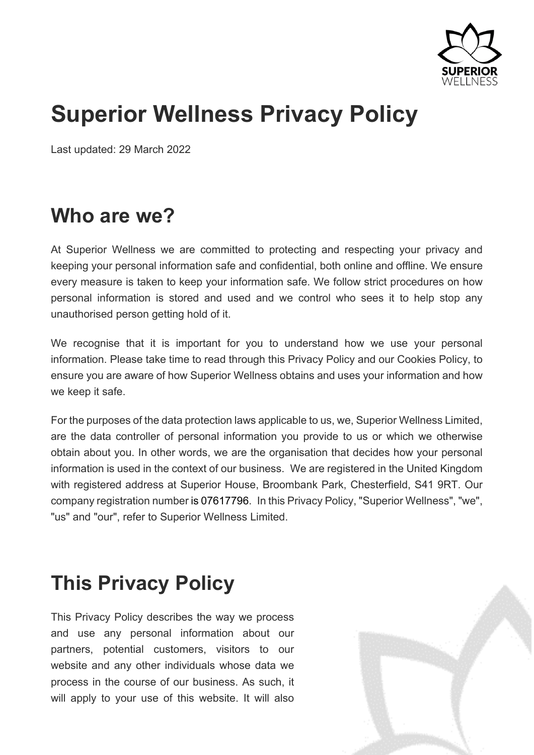# Superior Wellness Privacy Policy

Last updated: 29 March 2022

## Who are we?

At Superior Wellness we are committed to protecting and respecting your privacy and keeping your personal information safe and confidential, both online and offline. We ensure every measure is taken to keep your information safe. We follow strict procedures on how personal information is stored and used and we control who sees it to help stop any unauthorised person getting hold of it.

We recognise that it is important for you to understand how we use your personal information. Please take time to read through this Privacy Policy and our Cookies Policy, to ensure you are aware of how Superior Wellness obtains and uses your information and how we keep it safe.

For the purposes of the data protection laws applicable to us, we, Superior Wellness Limited, are the data controller of personal information you provide to us or which we otherwise obtain about you. In other words, we are the organisation that decides how your personal information is used in the context of our business. We are registered in the United Kingdom with registered address at Superior House, Broombank Park, Chesterfield, S41 9RT. Our company registration number is 07617796. In this Privacy Policy, "Superior Wellness", "we", "us" and "our", refer to Superior Wellness Limited.

## This Privacy Policy

This Privacy Policy describes the way we process and use any personal information about our partners, potential customers, visitors to our website and any other individuals whose data we process in the course of our business. As such, it will apply to your use of this website. It will also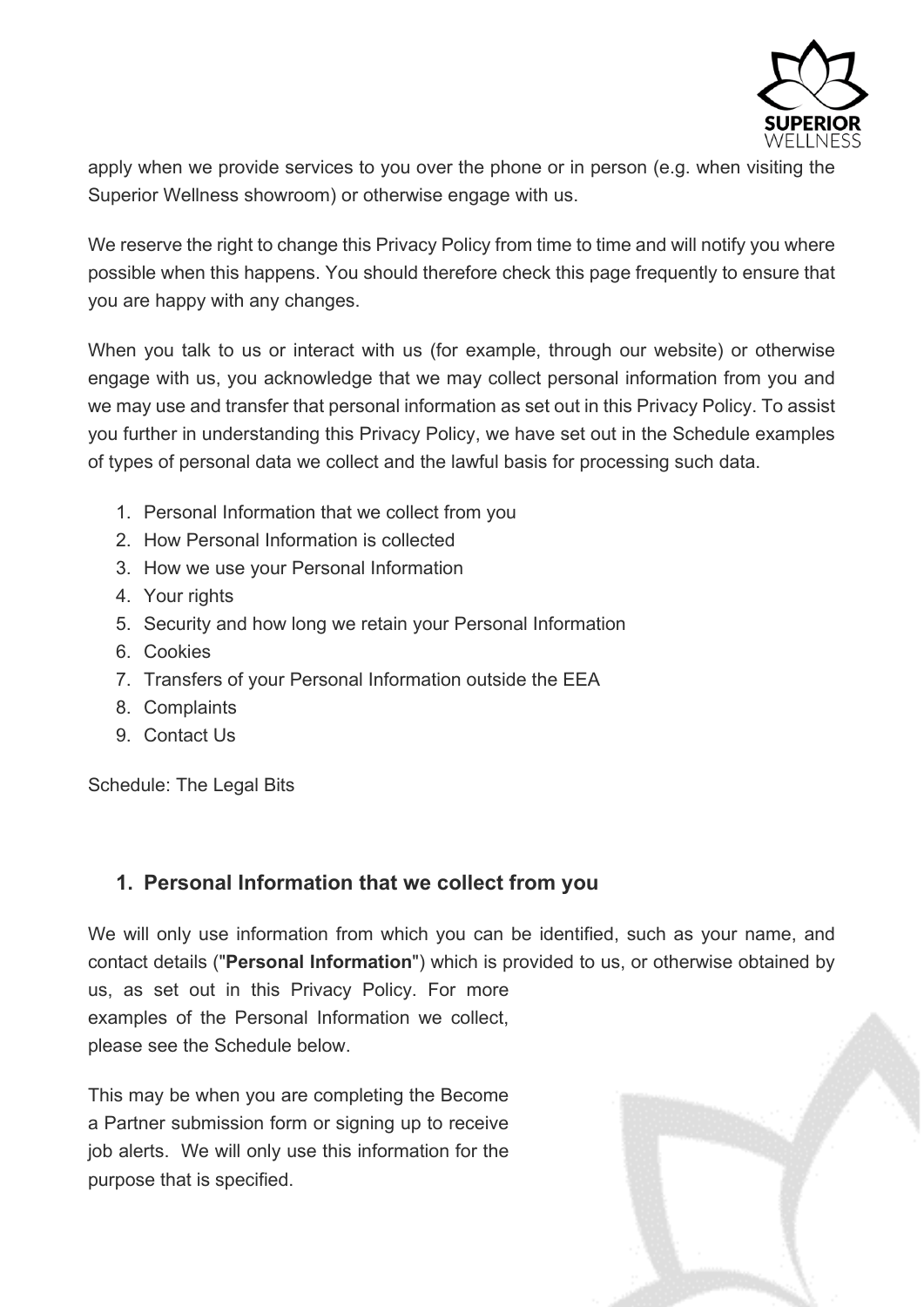apply when we provide services to you over the phone or in person (e.g. when visiting the Superior Wellness showroom) or otherwise engage with us.

We reserve the right to change this Privacy Policy from time to time and will notify you where possible when this happens. You should therefore check this page frequently to ensure that you are happy with any changes.

When you talk to us or interact with us (for example, through our website) or otherwise engage with us, you acknowledge that we may collect personal information from you and we may use and transfer that personal information as set out in this Privacy Policy. To assist you further in understanding this Privacy Policy, we have set out in the Schedule examples of types of personal data we collect and the lawful basis for processing such data.

1. Personal Information that we collect from you
2. How Personal Information is collected
3. How we use your Personal Information
4. Your rights
5. Security and how long we retain your Personal Information
6. Cookies
7. Transfers of your Personal Information outside the EEA
8. Complaints
9. Contact Us

Schedule: The Legal Bits

## 1. Personal Information that we collect from you

We will only use information from which you can be identified, such as your name, and contact details ("**Personal Information**") which is provided to us, or otherwise obtained by us, as set out in this Privacy Policy. For more examples of the Personal Information we collect, please see the Schedule below.

This may be when you are completing the Become a Partner submission form or signing up to receive job alerts. We will only use this information for the purpose that is specified.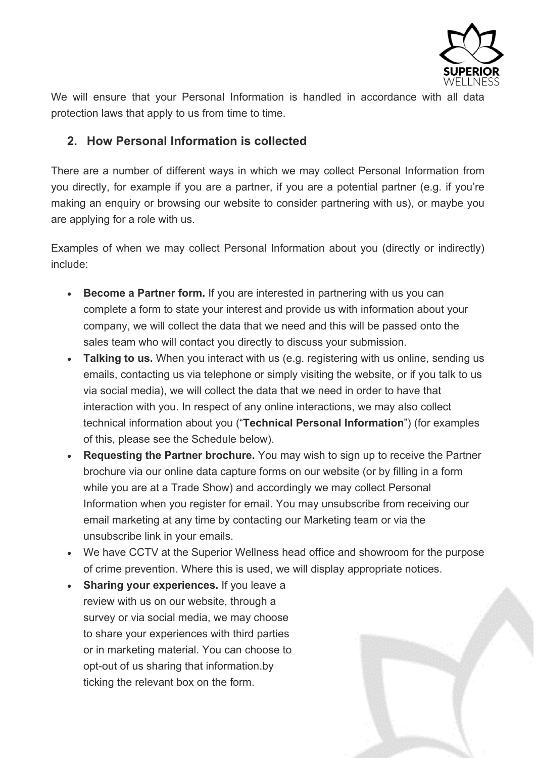We will ensure that your Personal Information is handled in accordance with all data protection laws that apply to us from time to time.

## 2. How Personal Information is collected

There are a number of different ways in which we may collect Personal Information from you directly, for example if you are a partner, if you are a potential partner (e.g. if you're making an enquiry or browsing our website to consider partnering with us), or maybe you are applying for a role with us.

Examples of when we may collect Personal Information about you (directly or indirectly) include:

- **Become a Partner form.** If you are interested in partnering with us you can complete a form to state your interest and provide us with information about your company, we will collect the data that we need and this will be passed onto the sales team who will contact you directly to discuss your submission.
- **Talking to us.** When you interact with us (e.g. registering with us online, sending us emails, contacting us via telephone or simply visiting the website, or if you talk to us via social media), we will collect the data that we need in order to have that interaction with you. In respect of any online interactions, we may also collect technical information about you ("**Technical Personal Information**") (for examples of this, please see the Schedule below).
- **Requesting the Partner brochure.** You may wish to sign up to receive the Partner brochure via our online data capture forms on our website (or by filling in a form while you are at a Trade Show) and accordingly we may collect Personal Information when you register for email. You may unsubscribe from receiving our email marketing at any time by contacting our Marketing team or via the unsubscribe link in your emails.
- We have CCTV at the Superior Wellness head office and showroom for the purpose of crime prevention. Where this is used, we will display appropriate notices.
- **Sharing your experiences.** If you leave a review with us on our website, through a survey or via social media, we may choose to share your experiences with third parties or in marketing material. You can choose to opt-out of us sharing that information.by ticking the relevant box on the form.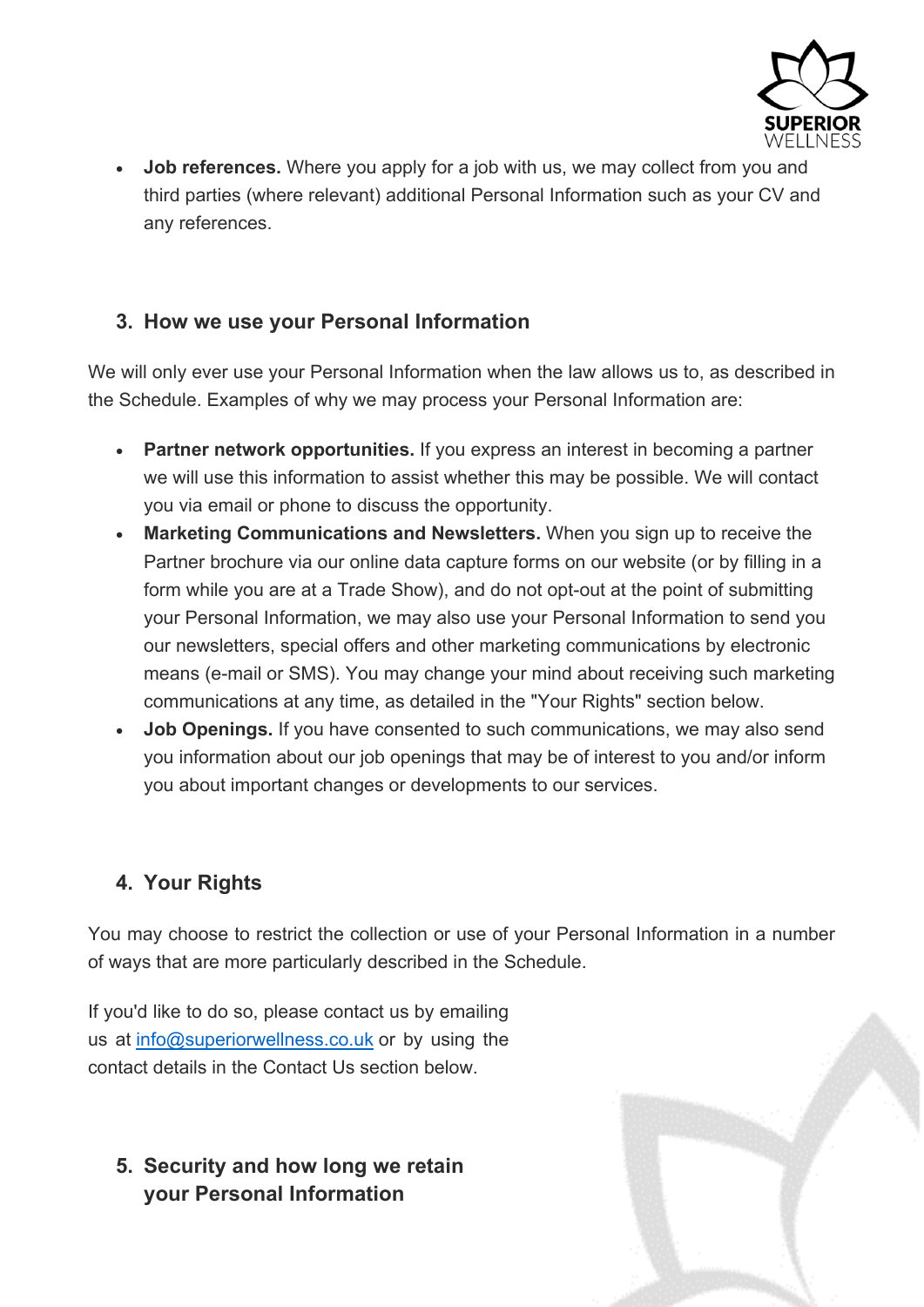- **Job references.** Where you apply for a job with us, we may collect from you and third parties (where relevant) additional Personal Information such as your CV and any references.

## 3. How we use your Personal Information

We will only ever use your Personal Information when the law allows us to, as described in the Schedule. Examples of why we may process your Personal Information are:

- **Partner network opportunities.** If you express an interest in becoming a partner we will use this information to assist whether this may be possible. We will contact you via email or phone to discuss the opportunity.
- **Marketing Communications and Newsletters.** When you sign up to receive the Partner brochure via our online data capture forms on our website (or by filling in a form while you are at a Trade Show), and do not opt-out at the point of submitting your Personal Information, we may also use your Personal Information to send you our newsletters, special offers and other marketing communications by electronic means (e-mail or SMS). You may change your mind about receiving such marketing communications at any time, as detailed in the "Your Rights" section below.
- **Job Openings.** If you have consented to such communications, we may also send you information about our job openings that may be of interest to you and/or inform you about important changes or developments to our services.

## 4. Your Rights

You may choose to restrict the collection or use of your Personal Information in a number of ways that are more particularly described in the Schedule.

If you'd like to do so, please contact us by emailing us at [info@superiorwellness.co.uk](mailto:info@superiorwellness.co.uk) or by using the contact details in the Contact Us section below.

## 5. Security and how long we retain your Personal Information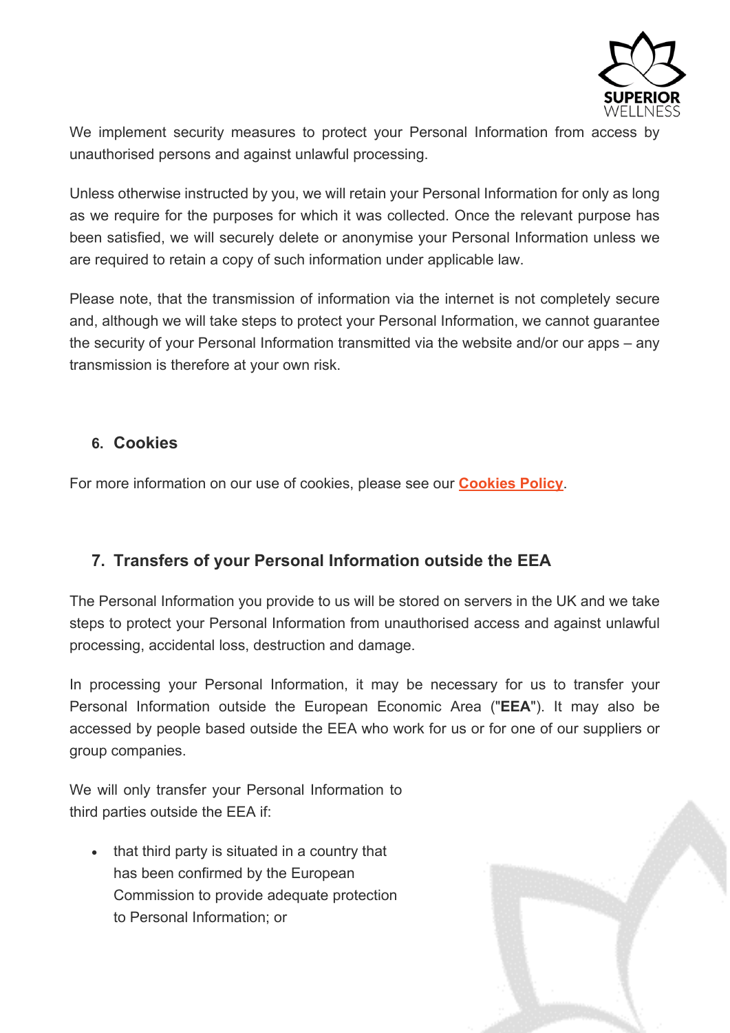We implement security measures to protect your Personal Information from access by unauthorised persons and against unlawful processing.

Unless otherwise instructed by you, we will retain your Personal Information for only as long as we require for the purposes for which it was collected. Once the relevant purpose has been satisfied, we will securely delete or anonymise your Personal Information unless we are required to retain a copy of such information under applicable law.

Please note, that the transmission of information via the internet is not completely secure and, although we will take steps to protect your Personal Information, we cannot guarantee the security of your Personal Information transmitted via the website and/or our apps – any transmission is therefore at your own risk.

## 6. Cookies

For more information on our use of cookies, please see our **Cookies Policy**.

## 7. Transfers of your Personal Information outside the EEA

The Personal Information you provide to us will be stored on servers in the UK and we take steps to protect your Personal Information from unauthorised access and against unlawful processing, accidental loss, destruction and damage.

In processing your Personal Information, it may be necessary for us to transfer your Personal Information outside the European Economic Area ("**EEA**"). It may also be accessed by people based outside the EEA who work for us or for one of our suppliers or group companies.

We will only transfer your Personal Information to third parties outside the EEA if:

- that third party is situated in a country that has been confirmed by the European Commission to provide adequate protection to Personal Information; or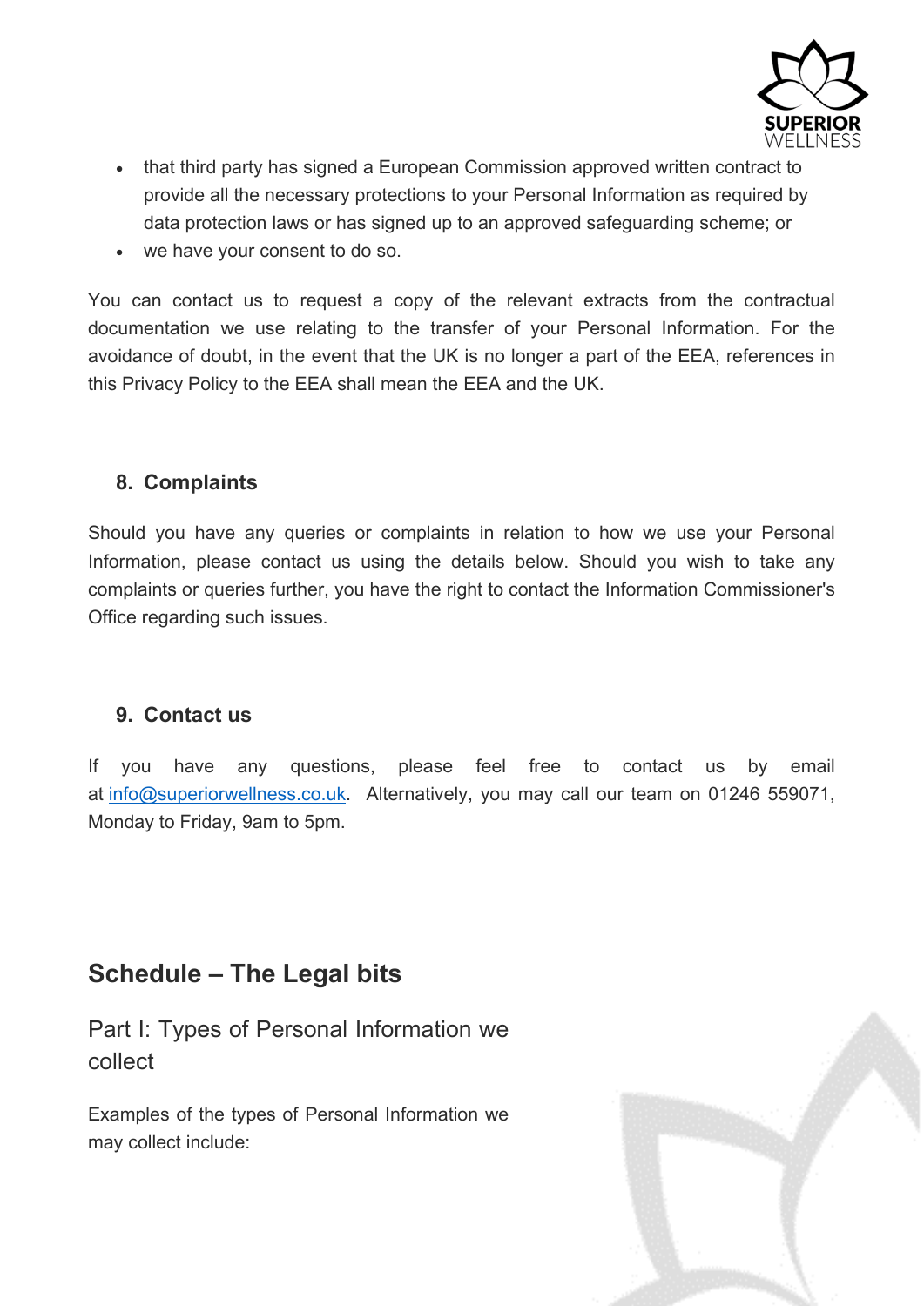- that third party has signed a European Commission approved written contract to provide all the necessary protections to your Personal Information as required by data protection laws or has signed up to an approved safeguarding scheme; or
- we have your consent to do so.

You can contact us to request a copy of the relevant extracts from the contractual documentation we use relating to the transfer of your Personal Information. For the avoidance of doubt, in the event that the UK is no longer a part of the EEA, references in this Privacy Policy to the EEA shall mean the EEA and the UK.

### 8. Complaints

Should you have any queries or complaints in relation to how we use your Personal Information, please contact us using the details below. Should you wish to take any complaints or queries further, you have the right to contact the Information Commissioner's Office regarding such issues.

### 9. Contact us

If you have any questions, please feel free to contact us by email at info@superiorwellness.co.uk. Alternatively, you may call our team on 01246 559071, Monday to Friday, 9am to 5pm.

## Schedule – The Legal bits

### Part I: Types of Personal Information we collect

Examples of the types of Personal Information we may collect include: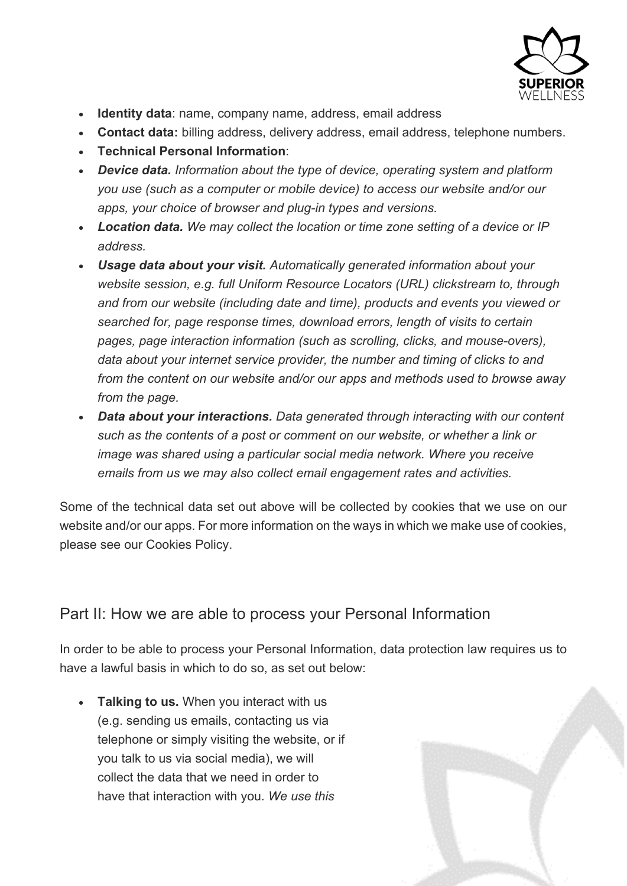- **Identity data**: name, company name, address, email address
- **Contact data:** billing address, delivery address, email address, telephone numbers.
- **Technical Personal Information**:
- ***Device data.*** *Information about the type of device, operating system and platform you use (such as a computer or mobile device) to access our website and/or our apps, your choice of browser and plug-in types and versions.*
- ***Location data.*** *We may collect the location or time zone setting of a device or IP address.*
- ***Usage data about your visit.*** *Automatically generated information about your website session, e.g. full Uniform Resource Locators (URL) clickstream to, through and from our website (including date and time), products and events you viewed or searched for, page response times, download errors, length of visits to certain pages, page interaction information (such as scrolling, clicks, and mouse-overs), data about your internet service provider, the number and timing of clicks to and from the content on our website and/or our apps and methods used to browse away from the page.*
- ***Data about your interactions.*** *Data generated through interacting with our content such as the contents of a post or comment on our website, or whether a link or image was shared using a particular social media network. Where you receive emails from us we may also collect email engagement rates and activities.*

Some of the technical data set out above will be collected by cookies that we use on our website and/or our apps. For more information on the ways in which we make use of cookies, please see our Cookies Policy.

## Part II: How we are able to process your Personal Information

In order to be able to process your Personal Information, data protection law requires us to have a lawful basis in which to do so, as set out below:

- **Talking to us.** When you interact with us (e.g. sending us emails, contacting us via telephone or simply visiting the website, or if you talk to us via social media), we will collect the data that we need in order to have that interaction with you. *We use this*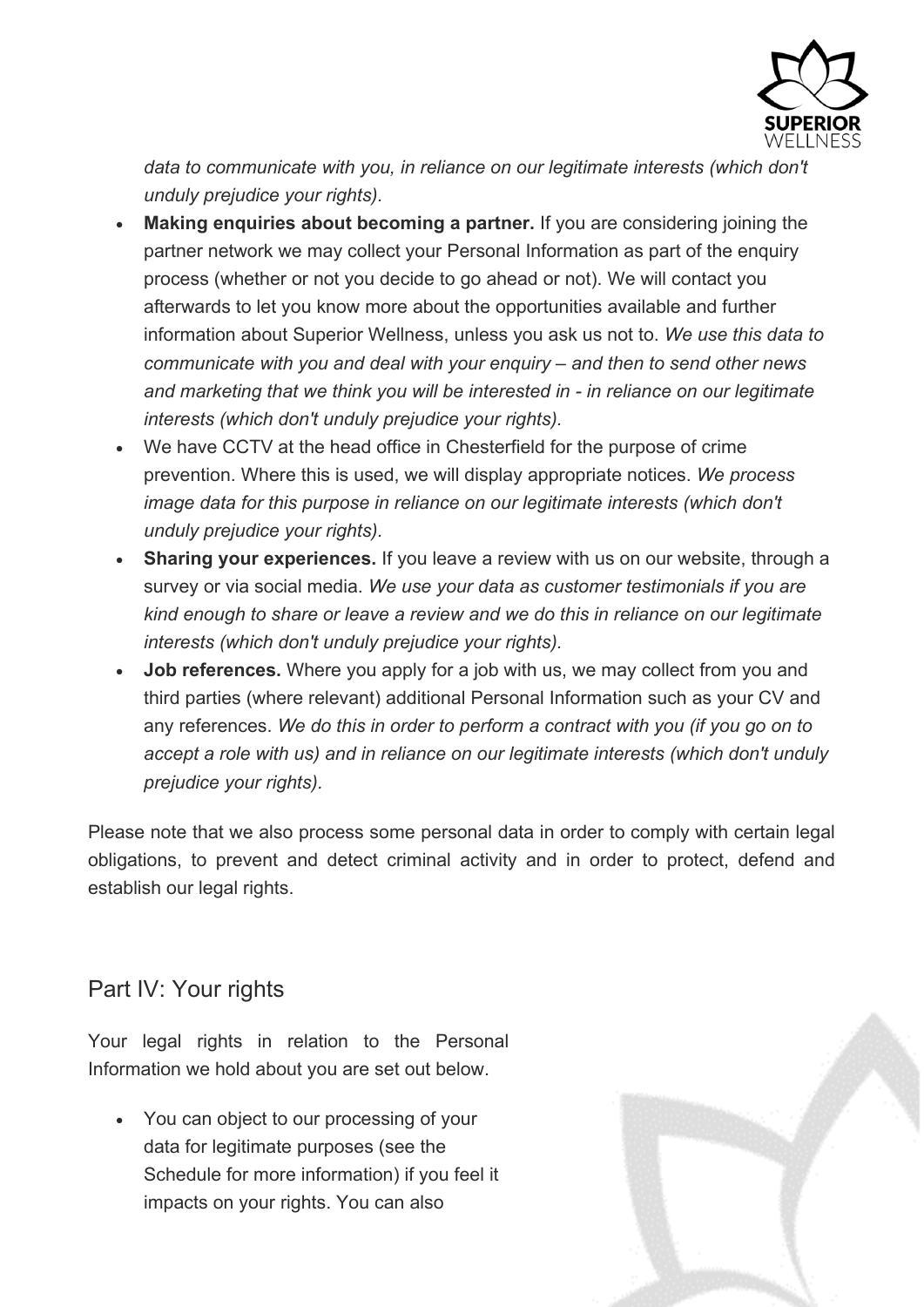*data to communicate with you, in reliance on our legitimate interests (which don't unduly prejudice your rights)*.

- **Making enquiries about becoming a partner.** If you are considering joining the partner network we may collect your Personal Information as part of the enquiry process (whether or not you decide to go ahead or not). We will contact you afterwards to let you know more about the opportunities available and further information about Superior Wellness, unless you ask us not to. *We use this data to communicate with you and deal with your enquiry – and then to send other news and marketing that we think you will be interested in - in reliance on our legitimate interests (which don't unduly prejudice your rights).*
- We have CCTV at the head office in Chesterfield for the purpose of crime prevention. Where this is used, we will display appropriate notices. *We process image data for this purpose in reliance on our legitimate interests (which don't unduly prejudice your rights).*
- **Sharing your experiences.** If you leave a review with us on our website, through a survey or via social media. *We use your data as customer testimonials if you are kind enough to share or leave a review and we do this in reliance on our legitimate interests (which don't unduly prejudice your rights).*
- **Job references.** Where you apply for a job with us, we may collect from you and third parties (where relevant) additional Personal Information such as your CV and any references. *We do this in order to perform a contract with you (if you go on to accept a role with us) and in reliance on our legitimate interests (which don't unduly prejudice your rights).*

Please note that we also process some personal data in order to comply with certain legal obligations, to prevent and detect criminal activity and in order to protect, defend and establish our legal rights.

## Part IV: Your rights

Your legal rights in relation to the Personal Information we hold about you are set out below.

- You can object to our processing of your data for legitimate purposes (see the Schedule for more information) if you feel it impacts on your rights. You can also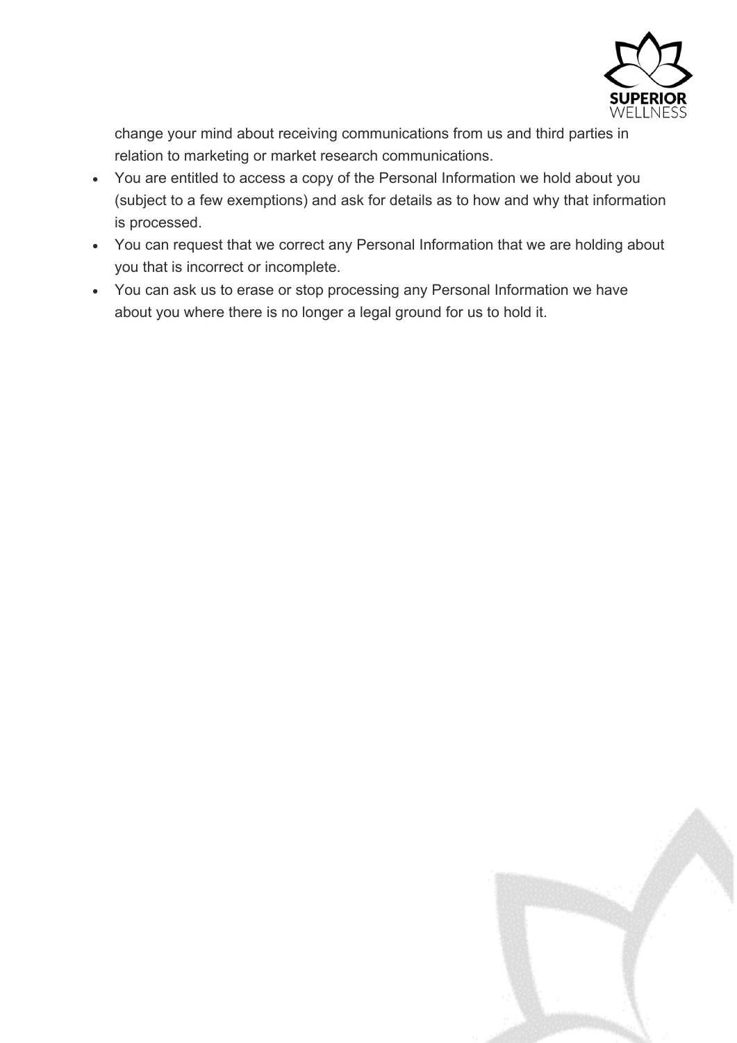change your mind about receiving communications from us and third parties in relation to marketing or market research communications.

- You are entitled to access a copy of the Personal Information we hold about you (subject to a few exemptions) and ask for details as to how and why that information is processed.
- You can request that we correct any Personal Information that we are holding about you that is incorrect or incomplete.
- You can ask us to erase or stop processing any Personal Information we have about you where there is no longer a legal ground for us to hold it.